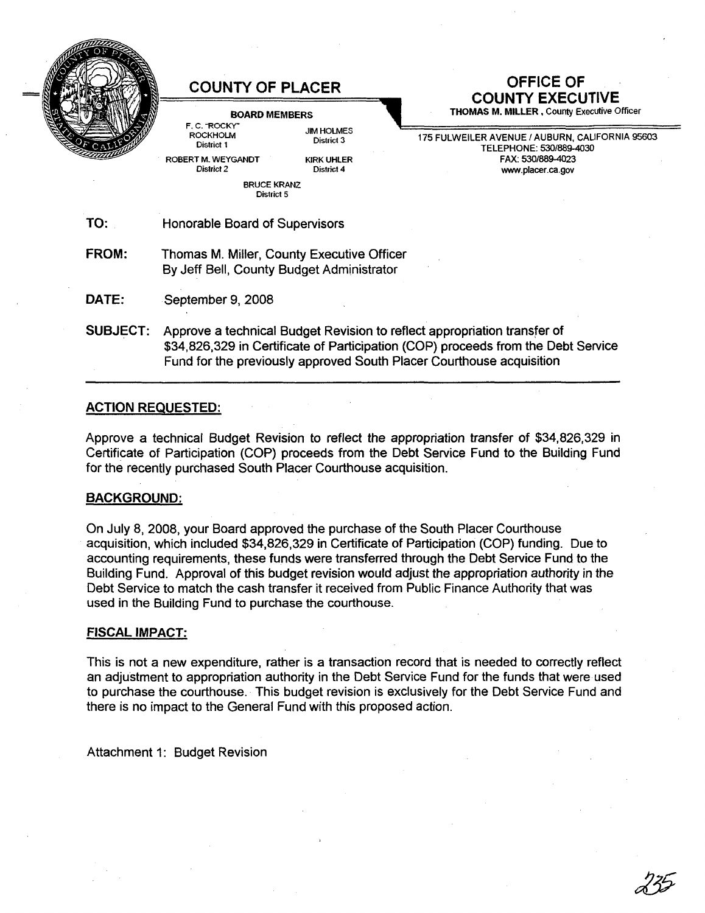# COUNTY OF PLACER

**BOARD MEMBERS**

F. C. "ROCKY" ROCKHOLM
District 1

ROBERT M. WEYGANDT
District 2

JIM HOLMES
District 3

KIRK UHLER
District 4

BRUCE KRANZ
District 5

## OFFICE OF COUNTY EXECUTIVE

**THOMAS M. MILLER**, County Executive Officer

175 FULWEILER AVENUE / AUBURN, CALIFORNIA 95603
TELEPHONE: 530/889-4030
FAX: 530/889-4023
www.placer.ca.gov

**TO:** Honorable Board of Supervisors

**FROM:** Thomas M. Miller, County Executive Officer
By Jeff Bell, County Budget Administrator

**DATE:** September 9, 2008

**SUBJECT:** Approve a technical Budget Revision to reflect appropriation transfer of $34,826,329 in Certificate of Participation (COP) proceeds from the Debt Service Fund for the previously approved South Placer Courthouse acquisition

---

### ACTION REQUESTED:

Approve a technical Budget Revision to reflect the appropriation transfer of $34,826,329 in Certificate of Participation (COP) proceeds from the Debt Service Fund to the Building Fund for the recently purchased South Placer Courthouse acquisition.

### BACKGROUND:

On July 8, 2008, your Board approved the purchase of the South Placer Courthouse acquisition, which included $34,826,329 in Certificate of Participation (COP) funding. Due to accounting requirements, these funds were transferred through the Debt Service Fund to the Building Fund. Approval of this budget revision would adjust the appropriation authority in the Debt Service to match the cash transfer it received from Public Finance Authority that was used in the Building Fund to purchase the courthouse.

### FISCAL IMPACT:

This is not a new expenditure, rather is a transaction record that is needed to correctly reflect an adjustment to appropriation authority in the Debt Service Fund for the funds that were used to purchase the courthouse. This budget revision is exclusively for the Debt Service Fund and there is no impact to the General Fund with this proposed action.

Attachment 1: Budget Revision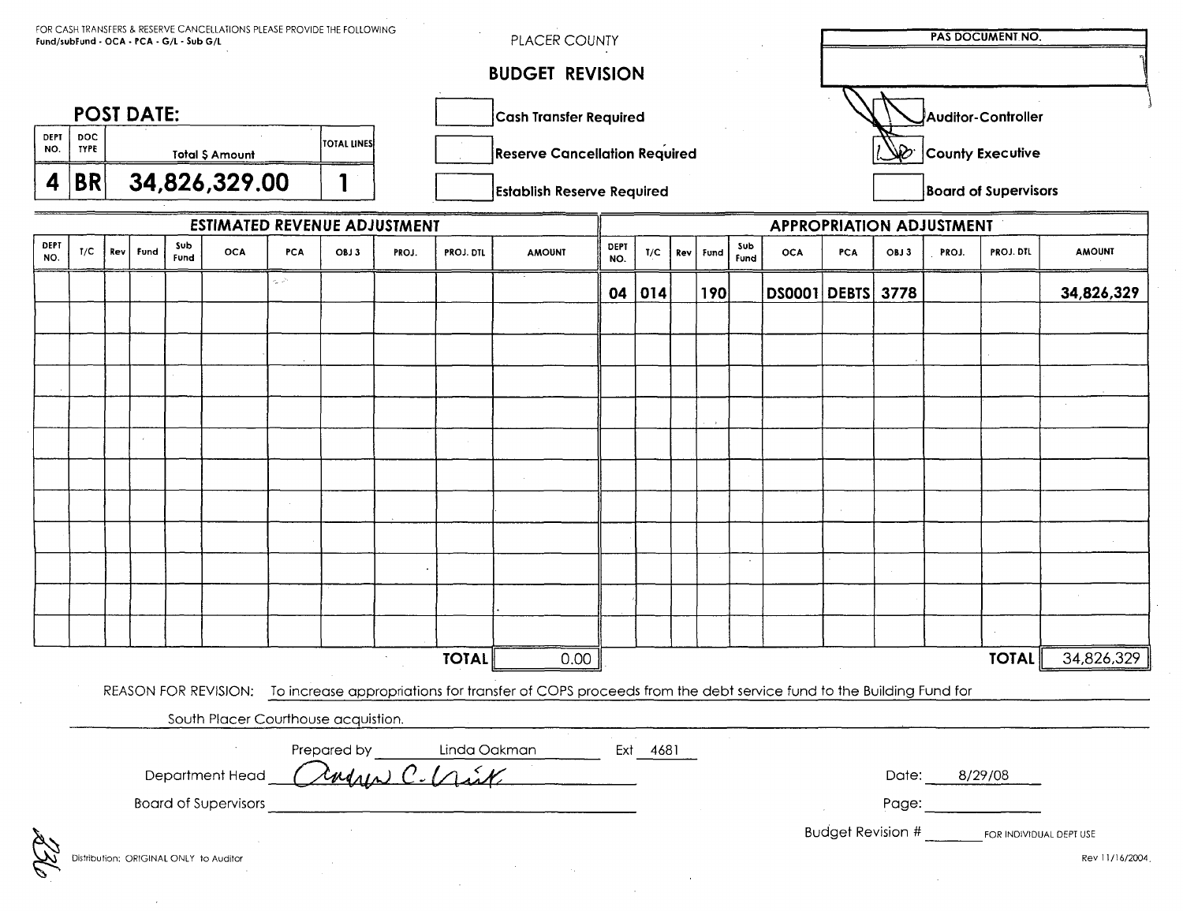FOR CASH TRANSFERS & RESERVE CANCELLATIONS PLEASE PROVIDE THE FOLLOWING
Fund/subFund - OCA - PCA - G/L - Sub G/L

PLACER COUNTY

# BUDGET REVISION

| PAS DOCUMENT NO. |
| --- |
| |

## POST DATE:

| DEPT NO. | DOC TYPE | Total $ Amount | TOTAL LINES |
| --- | --- | --- | --- |
| 4 | BR | 34,826,329.00 | 1 |

☐ Cash Transfer Required

☐ Reserve Cancellation Required

☐ Establish Reserve Required

☑ Auditor-Controller

☑ County Executive

☐ Board of Supervisors

## ESTIMATED REVENUE ADJUSTMENT

| DEPT NO. | T/C | Rev | Fund | Sub Fund | OCA | PCA | OBJ 3 | PROJ. | PROJ. DTL | AMOUNT |
| --- | --- | --- | --- | --- | --- | --- | --- | --- | --- | --- |
| | | | | | | | | | | |
| | | | | | | | | | **TOTAL** | 0.00 |

## APPROPRIATION ADJUSTMENT

| DEPT NO. | T/C | Rev | Fund | Sub Fund | OCA | PCA | OBJ 3 | PROJ. | PROJ. DTL | AMOUNT |
| --- | --- | --- | --- | --- | --- | --- | --- | --- | --- | --- |
| 04 | 014 | | 190 | | DS0001 | DEBTS | 3778 | | | 34,826,329 |
| | | | | | | | | | **TOTAL** | 34,826,329 |

REASON FOR REVISION: To increase appropriations for transfer of COPS proceeds from the debt service fund to the Building Fund for South Placer Courthouse acquistion.

Prepared by Linda Oakman Ext 4681

Department Head *Andrew C. Nuik* Date: 8/29/08

Board of Supervisors ______ Page: ______

Budget Revision # ______ FOR INDIVIDUAL DEPT USE

Distribution: ORIGINAL ONLY to Auditor

Rev 11/16/2004